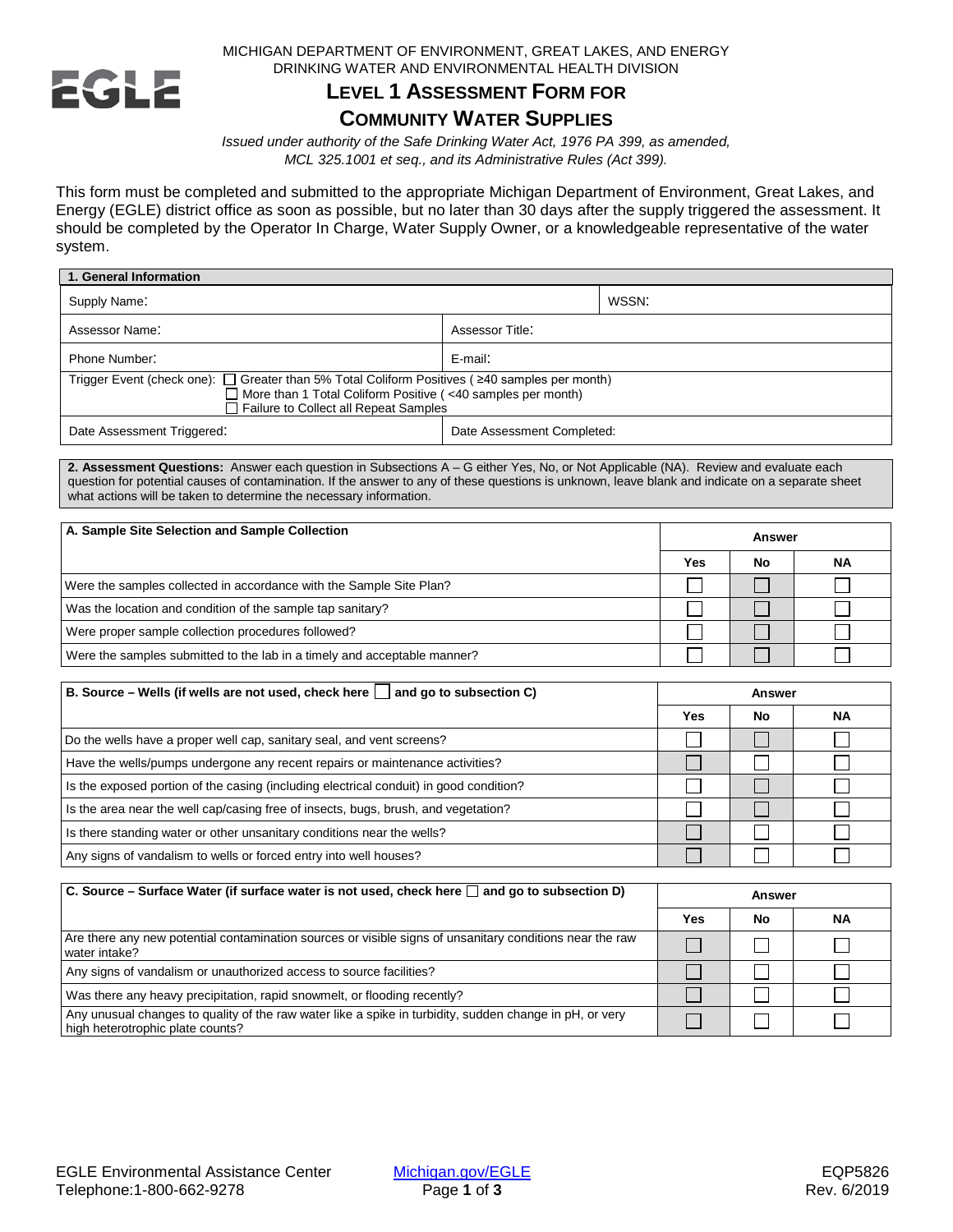MICHIGAN DEPARTMENT OF ENVIRONMENT, GREAT LAKES, AND ENERGY
DRINKING WATER AND ENVIRONMENTAL HEALTH DIVISION

EGLE

# LEVEL 1 ASSESSMENT FORM FOR COMMUNITY WATER SUPPLIES

*Issued under authority of the Safe Drinking Water Act, 1976 PA 399, as amended, MCL 325.1001 et seq., and its Administrative Rules (Act 399).*

This form must be completed and submitted to the appropriate Michigan Department of Environment, Great Lakes, and Energy (EGLE) district office as soon as possible, but no later than 30 days after the supply triggered the assessment. It should be completed by the Operator In Charge, Water Supply Owner, or a knowledgeable representative of the water system.

| **1. General Information** | |
|---|---|
| Supply Name: | WSSN: |
| Assessor Name: | Assessor Title: |
| Phone Number: | E-mail: |
| Trigger Event (check one): ☐ Greater than 5% Total Coliform Positives ( ≥40 samples per month) ☐ More than 1 Total Coliform Positive ( <40 samples per month) ☐ Failure to Collect all Repeat Samples | |
| Date Assessment Triggered: | Date Assessment Completed: |

**2. Assessment Questions:** Answer each question in Subsections A – G either Yes, No, or Not Applicable (NA). Review and evaluate each question for potential causes of contamination. If the answer to any of these questions is unknown, leave blank and indicate on a separate sheet what actions will be taken to determine the necessary information.

| **A. Sample Site Selection and Sample Collection** | **Yes** | **No** | **NA** |
|---|---|---|---|
| Were the samples collected in accordance with the Sample Site Plan? | ☐ | ☐ | ☐ |
| Was the location and condition of the sample tap sanitary? | ☐ | ☐ | ☐ |
| Were proper sample collection procedures followed? | ☐ | ☐ | ☐ |
| Were the samples submitted to the lab in a timely and acceptable manner? | ☐ | ☐ | ☐ |

| **B. Source – Wells (if wells are not used, check here ☐ and go to subsection C)** | **Yes** | **No** | **NA** |
|---|---|---|---|
| Do the wells have a proper well cap, sanitary seal, and vent screens? | ☐ | ☐ | ☐ |
| Have the wells/pumps undergone any recent repairs or maintenance activities? | ☐ | ☐ | ☐ |
| Is the exposed portion of the casing (including electrical conduit) in good condition? | ☐ | ☐ | ☐ |
| Is the area near the well cap/casing free of insects, bugs, brush, and vegetation? | ☐ | ☐ | ☐ |
| Is there standing water or other unsanitary conditions near the wells? | ☐ | ☐ | ☐ |
| Any signs of vandalism to wells or forced entry into well houses? | ☐ | ☐ | ☐ |

| **C. Source – Surface Water (if surface water is not used, check here ☐ and go to subsection D)** | **Yes** | **No** | **NA** |
|---|---|---|---|
| Are there any new potential contamination sources or visible signs of unsanitary conditions near the raw water intake? | ☐ | ☐ | ☐ |
| Any signs of vandalism or unauthorized access to source facilities? | ☐ | ☐ | ☐ |
| Was there any heavy precipitation, rapid snowmelt, or flooding recently? | ☐ | ☐ | ☐ |
| Any unusual changes to quality of the raw water like a spike in turbidity, sudden change in pH, or very high heterotrophic plate counts? | ☐ | ☐ | ☐ |

EGLE Environmental Assistance Center
Telephone:1-800-662-9278
Michigan.gov/EGLE
EQP5826
Rev. 6/2019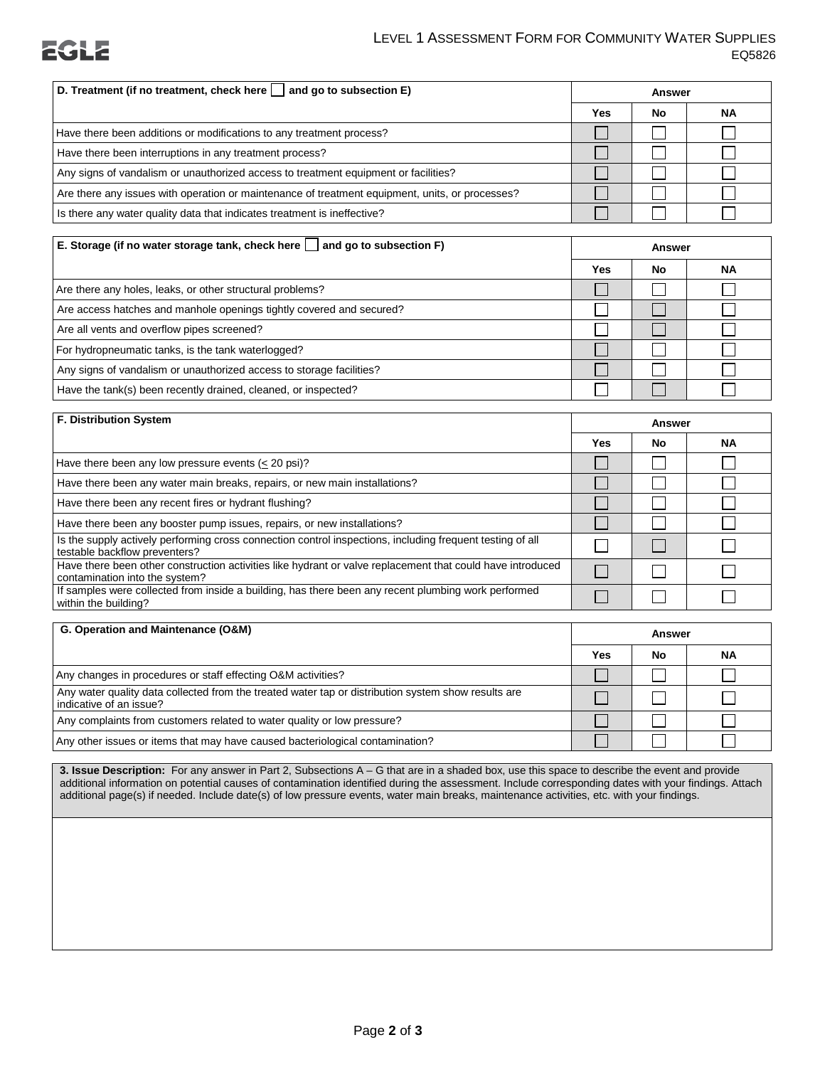| D. Treatment (if no treatment, check here ☐ and go to subsection E) | Answer | | |
|---|---|---|---|
| | Yes | No | NA |
| Have there been additions or modifications to any treatment process? | ☐ | ☐ | ☐ |
| Have there been interruptions in any treatment process? | ☐ | ☐ | ☐ |
| Any signs of vandalism or unauthorized access to treatment equipment or facilities? | ☐ | ☐ | ☐ |
| Are there any issues with operation or maintenance of treatment equipment, units, or processes? | ☐ | ☐ | ☐ |
| Is there any water quality data that indicates treatment is ineffective? | ☐ | ☐ | ☐ |

| E. Storage (if no water storage tank, check here ☐ and go to subsection F) | Answer | | |
|---|---|---|---|
| | Yes | No | NA |
| Are there any holes, leaks, or other structural problems? | ☐ | ☐ | ☐ |
| Are access hatches and manhole openings tightly covered and secured? | ☐ | ☐ | ☐ |
| Are all vents and overflow pipes screened? | ☐ | ☐ | ☐ |
| For hydropneumatic tanks, is the tank waterlogged? | ☐ | ☐ | ☐ |
| Any signs of vandalism or unauthorized access to storage facilities? | ☐ | ☐ | ☐ |
| Have the tank(s) been recently drained, cleaned, or inspected? | ☐ | ☐ | ☐ |

| F. Distribution System | Answer | | |
|---|---|---|---|
| | Yes | No | NA |
| Have there been any low pressure events (≤ 20 psi)? | ☐ | ☐ | ☐ |
| Have there been any water main breaks, repairs, or new main installations? | ☐ | ☐ | ☐ |
| Have there been any recent fires or hydrant flushing? | ☐ | ☐ | ☐ |
| Have there been any booster pump issues, repairs, or new installations? | ☐ | ☐ | ☐ |
| Is the supply actively performing cross connection control inspections, including frequent testing of all testable backflow preventers? | ☐ | ☐ | ☐ |
| Have there been other construction activities like hydrant or valve replacement that could have introduced contamination into the system? | ☐ | ☐ | ☐ |
| If samples were collected from inside a building, has there been any recent plumbing work performed within the building? | ☐ | ☐ | ☐ |

| G. Operation and Maintenance (O&M) | Answer | | |
|---|---|---|---|
| | Yes | No | NA |
| Any changes in procedures or staff effecting O&M activities? | ☐ | ☐ | ☐ |
| Any water quality data collected from the treated water tap or distribution system show results are indicative of an issue? | ☐ | ☐ | ☐ |
| Any complaints from customers related to water quality or low pressure? | ☐ | ☐ | ☐ |
| Any other issues or items that may have caused bacteriological contamination? | ☐ | ☐ | ☐ |

**3. Issue Description:** For any answer in Part 2, Subsections A – G that are in a shaded box, use this space to describe the event and provide additional information on potential causes of contamination identified during the assessment. Include corresponding dates with your findings. Attach additional page(s) if needed. Include date(s) of low pressure events, water main breaks, maintenance activities, etc. with your findings.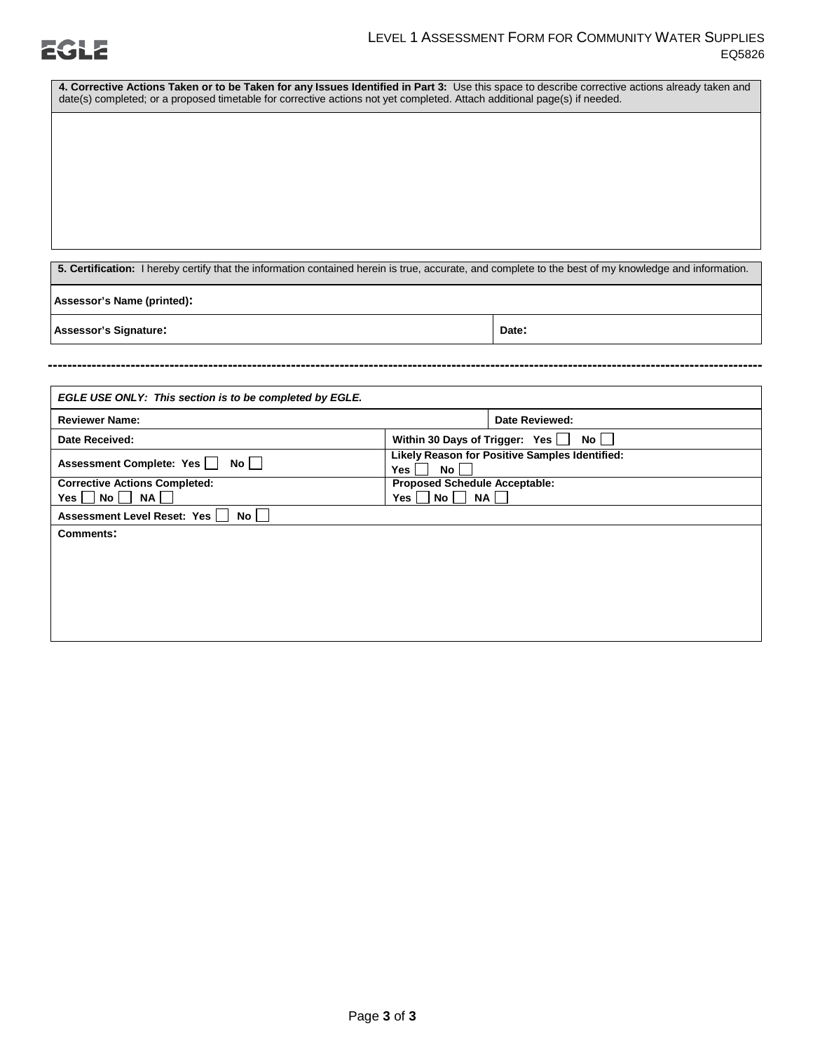**4. Corrective Actions Taken or to be Taken for any Issues Identified in Part 3:** Use this space to describe corrective actions already taken and date(s) completed; or a proposed timetable for corrective actions not yet completed. Attach additional page(s) if needed.

**5. Certification:** I hereby certify that the information contained herein is true, accurate, and complete to the best of my knowledge and information.

| | |
|---|---|
| **Assessor's Name (printed):** | |
| **Assessor's Signature:** | **Date:** |

---

| | |
|---|---|
| ***EGLE USE ONLY: This section is to be completed by EGLE.*** | |
| **Reviewer Name:** | **Date Reviewed:** |
| **Date Received:** | **Within 30 Days of Trigger: Yes ☐ No ☐** |
| **Assessment Complete: Yes ☐ No ☐** | **Likely Reason for Positive Samples Identified: Yes ☐ No ☐** |
| **Corrective Actions Completed: Yes ☐ No ☐ NA ☐** | **Proposed Schedule Acceptable: Yes ☐ No ☐ NA ☐** |
| **Assessment Level Reset: Yes ☐ No ☐** | |
| **Comments:** | |